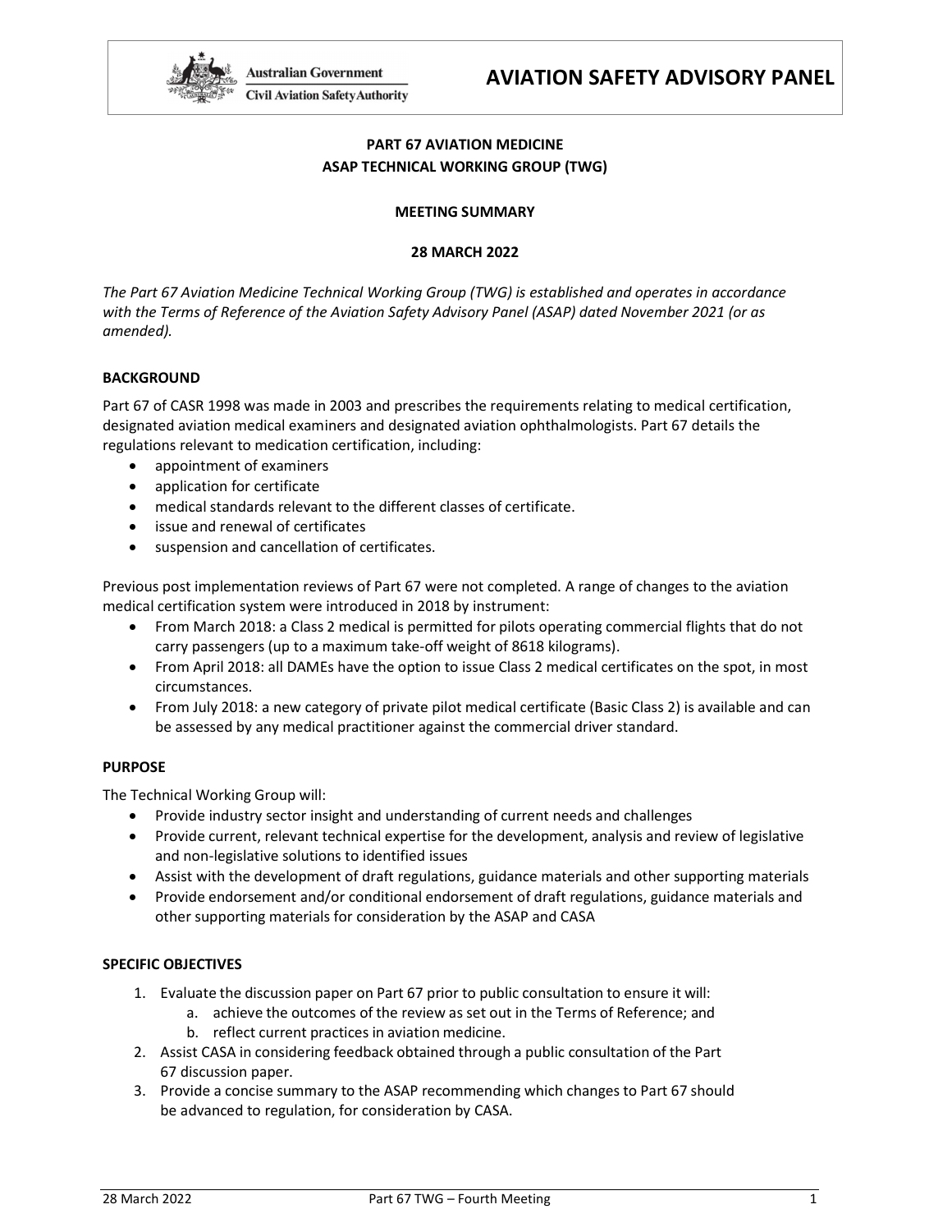Australian Government
Civil Aviation Safety Authority

# AVIATION SAFETY ADVISORY PANEL

## PART 67 AVIATION MEDICINE
## ASAP TECHNICAL WORKING GROUP (TWG)

### MEETING SUMMARY

### 28 MARCH 2022

*The Part 67 Aviation Medicine Technical Working Group (TWG) is established and operates in accordance with the Terms of Reference of the Aviation Safety Advisory Panel (ASAP) dated November 2021 (or as amended).*

### BACKGROUND

Part 67 of CASR 1998 was made in 2003 and prescribes the requirements relating to medical certification, designated aviation medical examiners and designated aviation ophthalmologists. Part 67 details the regulations relevant to medication certification, including:

- appointment of examiners
- application for certificate
- medical standards relevant to the different classes of certificate.
- issue and renewal of certificates
- suspension and cancellation of certificates.

Previous post implementation reviews of Part 67 were not completed. A range of changes to the aviation medical certification system were introduced in 2018 by instrument:

- From March 2018: a Class 2 medical is permitted for pilots operating commercial flights that do not carry passengers (up to a maximum take-off weight of 8618 kilograms).
- From April 2018: all DAMEs have the option to issue Class 2 medical certificates on the spot, in most circumstances.
- From July 2018: a new category of private pilot medical certificate (Basic Class 2) is available and can be assessed by any medical practitioner against the commercial driver standard.

### PURPOSE

The Technical Working Group will:

- Provide industry sector insight and understanding of current needs and challenges
- Provide current, relevant technical expertise for the development, analysis and review of legislative and non-legislative solutions to identified issues
- Assist with the development of draft regulations, guidance materials and other supporting materials
- Provide endorsement and/or conditional endorsement of draft regulations, guidance materials and other supporting materials for consideration by the ASAP and CASA

### SPECIFIC OBJECTIVES

1. Evaluate the discussion paper on Part 67 prior to public consultation to ensure it will:
   a. achieve the outcomes of the review as set out in the Terms of Reference; and
   b. reflect current practices in aviation medicine.
2. Assist CASA in considering feedback obtained through a public consultation of the Part 67 discussion paper.
3. Provide a concise summary to the ASAP recommending which changes to Part 67 should be advanced to regulation, for consideration by CASA.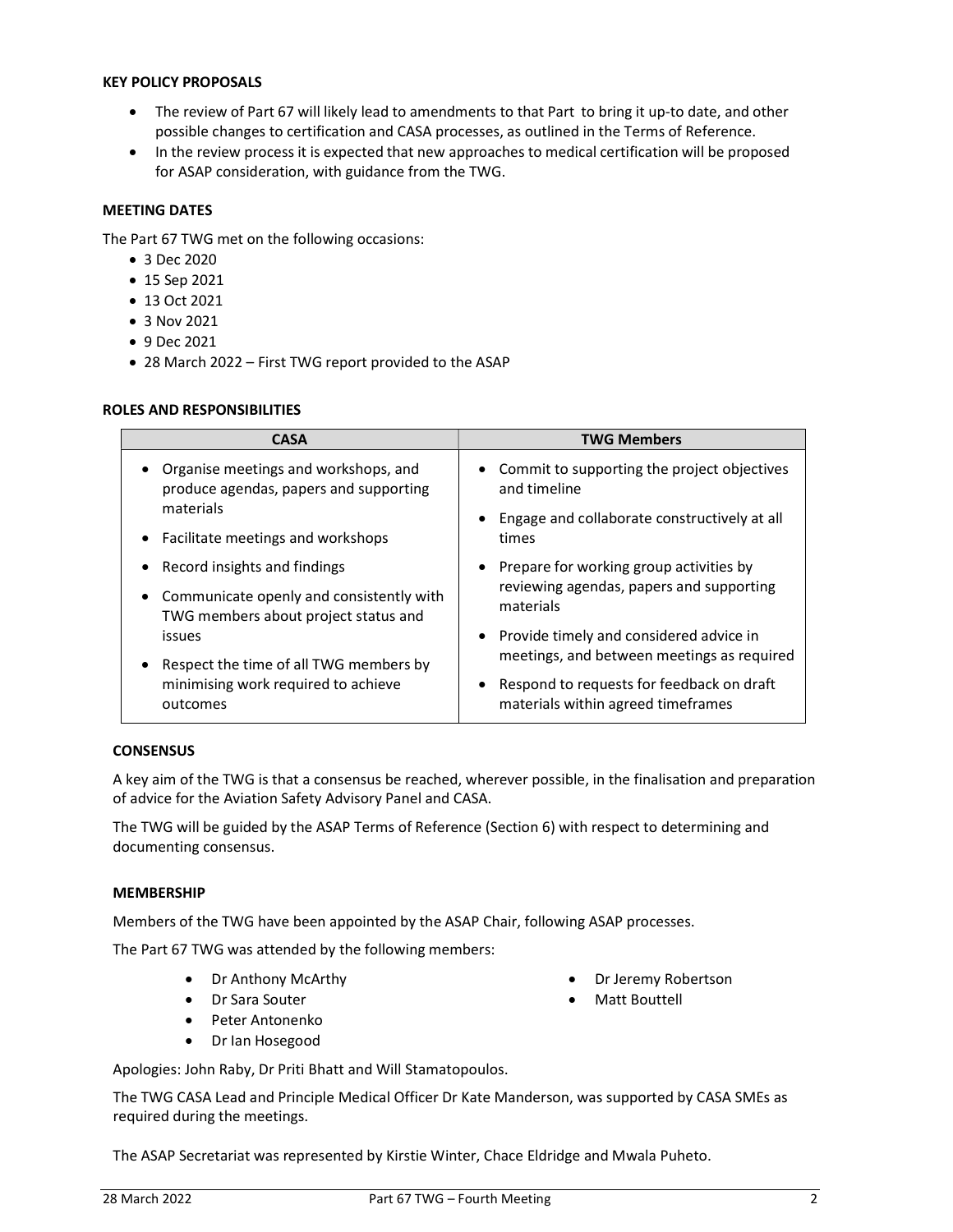**KEY POLICY PROPOSALS**

- The review of Part 67 will likely lead to amendments to that Part to bring it up-to date, and other possible changes to certification and CASA processes, as outlined in the Terms of Reference.
- In the review process it is expected that new approaches to medical certification will be proposed for ASAP consideration, with guidance from the TWG.

**MEETING DATES**

The Part 67 TWG met on the following occasions:

- 3 Dec 2020
- 15 Sep 2021
- 13 Oct 2021
- 3 Nov 2021
- 9 Dec 2021
- 28 March 2022 – First TWG report provided to the ASAP

**ROLES AND RESPONSIBILITIES**

| CASA | TWG Members |
|---|---|
| • Organise meetings and workshops, and produce agendas, papers and supporting materials<br>• Facilitate meetings and workshops<br>• Record insights and findings<br>• Communicate openly and consistently with TWG members about project status and issues<br>• Respect the time of all TWG members by minimising work required to achieve outcomes | • Commit to supporting the project objectives and timeline<br>• Engage and collaborate constructively at all times<br>• Prepare for working group activities by reviewing agendas, papers and supporting materials<br>• Provide timely and considered advice in meetings, and between meetings as required<br>• Respond to requests for feedback on draft materials within agreed timeframes |

**CONSENSUS**

A key aim of the TWG is that a consensus be reached, wherever possible, in the finalisation and preparation of advice for the Aviation Safety Advisory Panel and CASA.

The TWG will be guided by the ASAP Terms of Reference (Section 6) with respect to determining and documenting consensus.

**MEMBERSHIP**

Members of the TWG have been appointed by the ASAP Chair, following ASAP processes.

The Part 67 TWG was attended by the following members:

- Dr Anthony McArthy
- Dr Sara Souter
- Peter Antonenko
- Dr Ian Hosegood
- Dr Jeremy Robertson
- Matt Bouttell

Apologies: John Raby, Dr Priti Bhatt and Will Stamatopoulos.

The TWG CASA Lead and Principle Medical Officer Dr Kate Manderson, was supported by CASA SMEs as required during the meetings.

The ASAP Secretariat was represented by Kirstie Winter, Chace Eldridge and Mwala Puheto.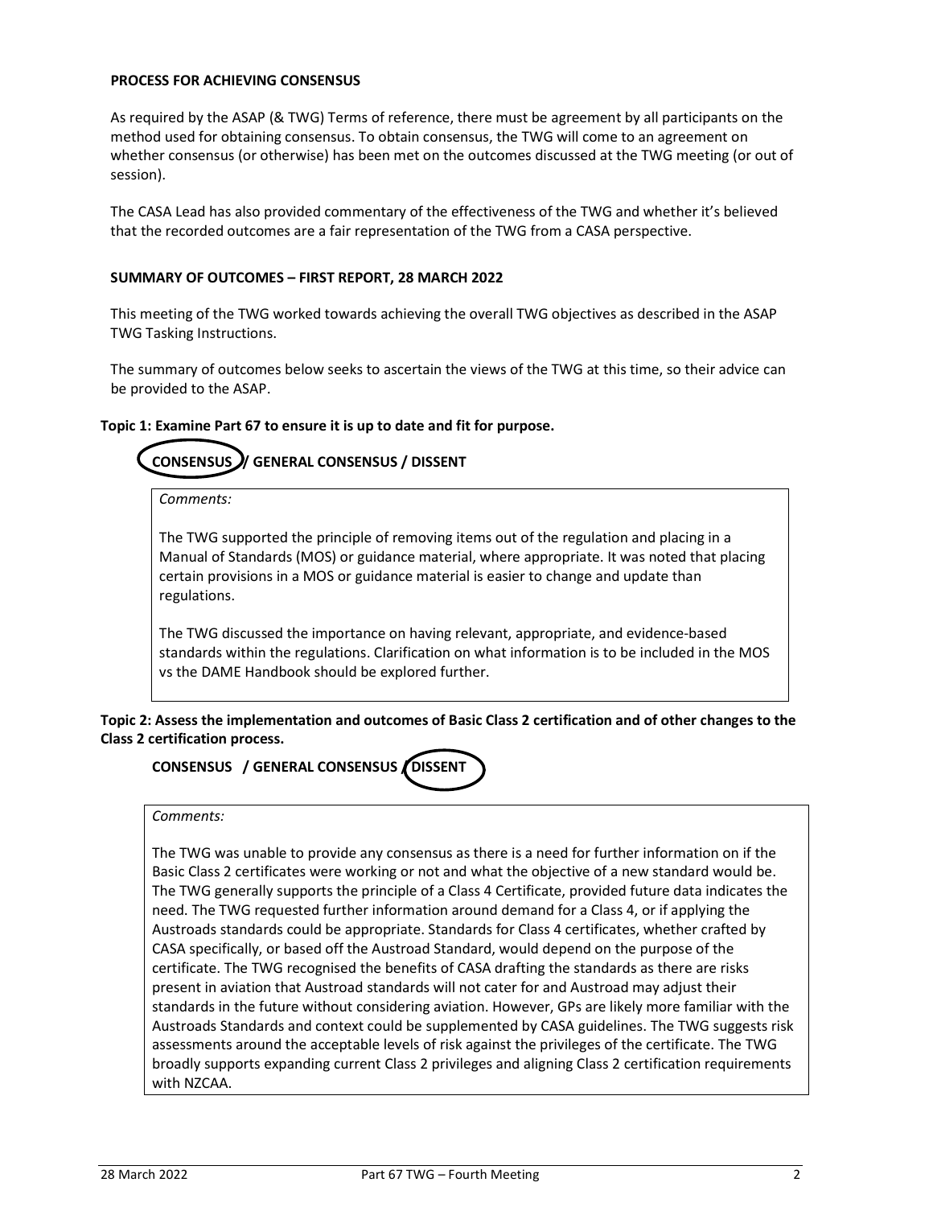**PROCESS FOR ACHIEVING CONSENSUS**

As required by the ASAP (& TWG) Terms of reference, there must be agreement by all participants on the method used for obtaining consensus. To obtain consensus, the TWG will come to an agreement on whether consensus (or otherwise) has been met on the outcomes discussed at the TWG meeting (or out of session).

The CASA Lead has also provided commentary of the effectiveness of the TWG and whether it's believed that the recorded outcomes are a fair representation of the TWG from a CASA perspective.

**SUMMARY OF OUTCOMES – FIRST REPORT, 28 MARCH 2022**

This meeting of the TWG worked towards achieving the overall TWG objectives as described in the ASAP TWG Tasking Instructions.

The summary of outcomes below seeks to ascertain the views of the TWG at this time, so their advice can be provided to the ASAP.

**Topic 1: Examine Part 67 to ensure it is up to date and fit for purpose.**

**CONSENSUS / GENERAL CONSENSUS / DISSENT** (CONSENSUS circled)

*Comments:*

The TWG supported the principle of removing items out of the regulation and placing in a Manual of Standards (MOS) or guidance material, where appropriate. It was noted that placing certain provisions in a MOS or guidance material is easier to change and update than regulations.

The TWG discussed the importance on having relevant, appropriate, and evidence-based standards within the regulations. Clarification on what information is to be included in the MOS vs the DAME Handbook should be explored further.

**Topic 2: Assess the implementation and outcomes of Basic Class 2 certification and of other changes to the Class 2 certification process.**

**CONSENSUS / GENERAL CONSENSUS / DISSENT** (DISSENT circled)

*Comments:*

The TWG was unable to provide any consensus as there is a need for further information on if the Basic Class 2 certificates were working or not and what the objective of a new standard would be. The TWG generally supports the principle of a Class 4 Certificate, provided future data indicates the need. The TWG requested further information around demand for a Class 4, or if applying the Austroads standards could be appropriate. Standards for Class 4 certificates, whether crafted by CASA specifically, or based off the Austroad Standard, would depend on the purpose of the certificate. The TWG recognised the benefits of CASA drafting the standards as there are risks present in aviation that Austroad standards will not cater for and Austroad may adjust their standards in the future without considering aviation. However, GPs are likely more familiar with the Austroads Standards and context could be supplemented by CASA guidelines. The TWG suggests risk assessments around the acceptable levels of risk against the privileges of the certificate. The TWG broadly supports expanding current Class 2 privileges and aligning Class 2 certification requirements with NZCAA.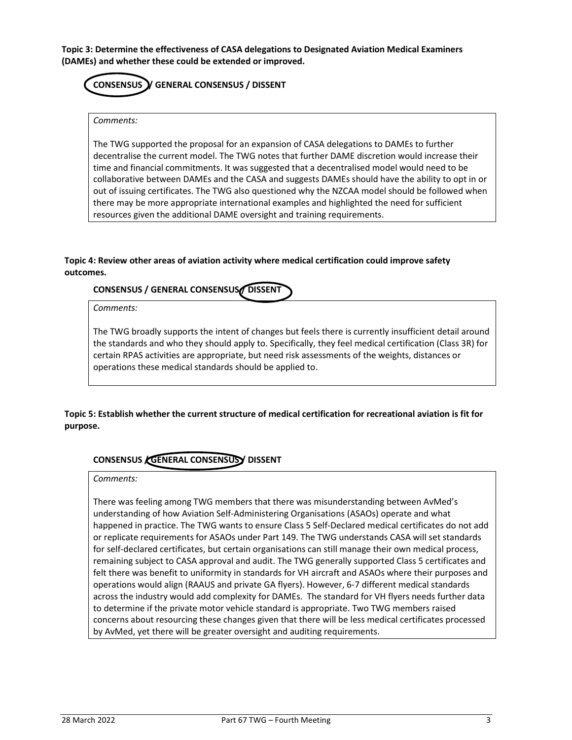**Topic 3: Determine the effectiveness of CASA delegations to Designated Aviation Medical Examiners (DAMEs) and whether these could be extended or improved.**

**CONSENSUS / GENERAL CONSENSUS / DISSENT** (circled: CONSENSUS)

*Comments:*

The TWG supported the proposal for an expansion of CASA delegations to DAMEs to further decentralise the current model. The TWG notes that further DAME discretion would increase their time and financial commitments. It was suggested that a decentralised model would need to be collaborative between DAMEs and the CASA and suggests DAMEs should have the ability to opt in or out of issuing certificates. The TWG also questioned why the NZCAA model should be followed when there may be more appropriate international examples and highlighted the need for sufficient resources given the additional DAME oversight and training requirements.

**Topic 4: Review other areas of aviation activity where medical certification could improve safety outcomes.**

**CONSENSUS / GENERAL CONSENSUS / DISSENT** (circled: DISSENT)

*Comments:*

The TWG broadly supports the intent of changes but feels there is currently insufficient detail around the standards and who they should apply to. Specifically, they feel medical certification (Class 3R) for certain RPAS activities are appropriate, but need risk assessments of the weights, distances or operations these medical standards should be applied to.

**Topic 5: Establish whether the current structure of medical certification for recreational aviation is fit for purpose.**

**CONSENSUS / GENERAL CONSENSUS / DISSENT** (circled: GENERAL CONSENSUS)

*Comments:*

There was feeling among TWG members that there was misunderstanding between AvMed's understanding of how Aviation Self-Administering Organisations (ASAOs) operate and what happened in practice. The TWG wants to ensure Class 5 Self-Declared medical certificates do not add or replicate requirements for ASAOs under Part 149. The TWG understands CASA will set standards for self-declared certificates, but certain organisations can still manage their own medical process, remaining subject to CASA approval and audit. The TWG generally supported Class 5 certificates and felt there was benefit to uniformity in standards for VH aircraft and ASAOs where their purposes and operations would align (RAAUS and private GA flyers). However, 6-7 different medical standards across the industry would add complexity for DAMEs. The standard for VH flyers needs further data to determine if the private motor vehicle standard is appropriate. Two TWG members raised concerns about resourcing these changes given that there will be less medical certificates processed by AvMed, yet there will be greater oversight and auditing requirements.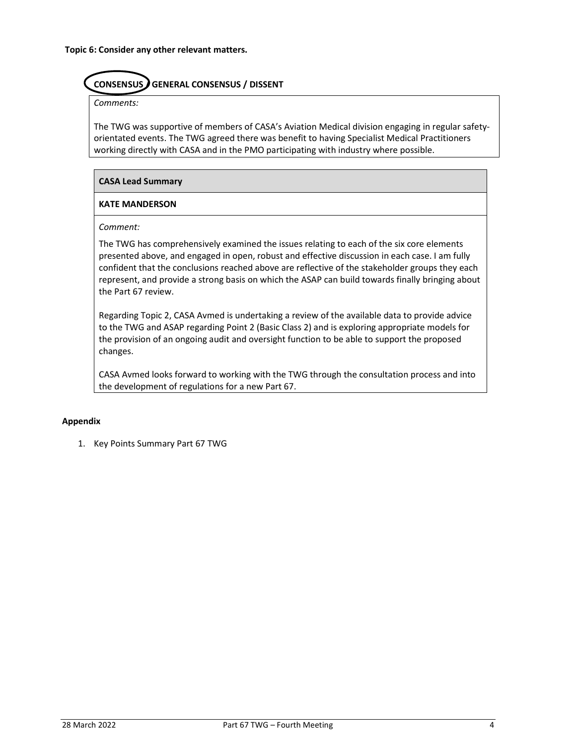**Topic 6: Consider any other relevant matters.**

**CONSENSUS** (circled) / **GENERAL CONSENSUS / DISSENT**

| *Comments:*<br><br>The TWG was supportive of members of CASA's Aviation Medical division engaging in regular safety-orientated events. The TWG agreed there was benefit to having Specialist Medical Practitioners working directly with CASA and in the PMO participating with industry where possible. |
|---|

| **CASA Lead Summary** |
|---|
| **KATE MANDERSON** |
| *Comment:*<br><br>The TWG has comprehensively examined the issues relating to each of the six core elements presented above, and engaged in open, robust and effective discussion in each case. I am fully confident that the conclusions reached above are reflective of the stakeholder groups they each represent, and provide a strong basis on which the ASAP can build towards finally bringing about the Part 67 review.<br><br>Regarding Topic 2, CASA Avmed is undertaking a review of the available data to provide advice to the TWG and ASAP regarding Point 2 (Basic Class 2) and is exploring appropriate models for the provision of an ongoing audit and oversight function to be able to support the proposed changes.<br><br>CASA Avmed looks forward to working with the TWG through the consultation process and into the development of regulations for a new Part 67. |

**Appendix**

1. Key Points Summary Part 67 TWG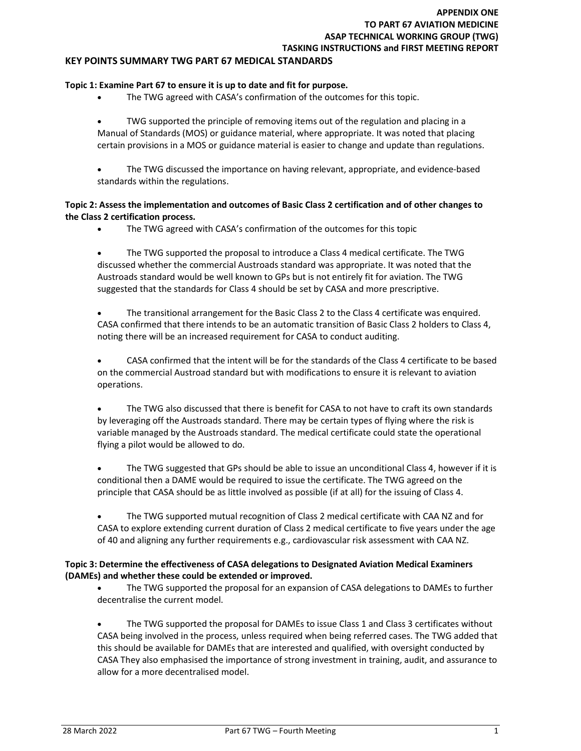**APPENDIX ONE**
**TO PART 67 AVIATION MEDICINE**
**ASAP TECHNICAL WORKING GROUP (TWG)**
**TASKING INSTRUCTIONS and FIRST MEETING REPORT**

## KEY POINTS SUMMARY TWG PART 67 MEDICAL STANDARDS

**Topic 1: Examine Part 67 to ensure it is up to date and fit for purpose.**

- The TWG agreed with CASA's confirmation of the outcomes for this topic.
- TWG supported the principle of removing items out of the regulation and placing in a Manual of Standards (MOS) or guidance material, where appropriate. It was noted that placing certain provisions in a MOS or guidance material is easier to change and update than regulations.
- The TWG discussed the importance on having relevant, appropriate, and evidence-based standards within the regulations.

**Topic 2: Assess the implementation and outcomes of Basic Class 2 certification and of other changes to the Class 2 certification process.**

- The TWG agreed with CASA's confirmation of the outcomes for this topic
- The TWG supported the proposal to introduce a Class 4 medical certificate. The TWG discussed whether the commercial Austroads standard was appropriate. It was noted that the Austroads standard would be well known to GPs but is not entirely fit for aviation. The TWG suggested that the standards for Class 4 should be set by CASA and more prescriptive.
- The transitional arrangement for the Basic Class 2 to the Class 4 certificate was enquired. CASA confirmed that there intends to be an automatic transition of Basic Class 2 holders to Class 4, noting there will be an increased requirement for CASA to conduct auditing.
- CASA confirmed that the intent will be for the standards of the Class 4 certificate to be based on the commercial Austroad standard but with modifications to ensure it is relevant to aviation operations.
- The TWG also discussed that there is benefit for CASA to not have to craft its own standards by leveraging off the Austroads standard. There may be certain types of flying where the risk is variable managed by the Austroads standard. The medical certificate could state the operational flying a pilot would be allowed to do.
- The TWG suggested that GPs should be able to issue an unconditional Class 4, however if it is conditional then a DAME would be required to issue the certificate. The TWG agreed on the principle that CASA should be as little involved as possible (if at all) for the issuing of Class 4.
- The TWG supported mutual recognition of Class 2 medical certificate with CAA NZ and for CASA to explore extending current duration of Class 2 medical certificate to five years under the age of 40 and aligning any further requirements e.g., cardiovascular risk assessment with CAA NZ.

**Topic 3: Determine the effectiveness of CASA delegations to Designated Aviation Medical Examiners (DAMEs) and whether these could be extended or improved.**

- The TWG supported the proposal for an expansion of CASA delegations to DAMEs to further decentralise the current model.
- The TWG supported the proposal for DAMEs to issue Class 1 and Class 3 certificates without CASA being involved in the process, unless required when being referred cases. The TWG added that this should be available for DAMEs that are interested and qualified, with oversight conducted by CASA They also emphasised the importance of strong investment in training, audit, and assurance to allow for a more decentralised model.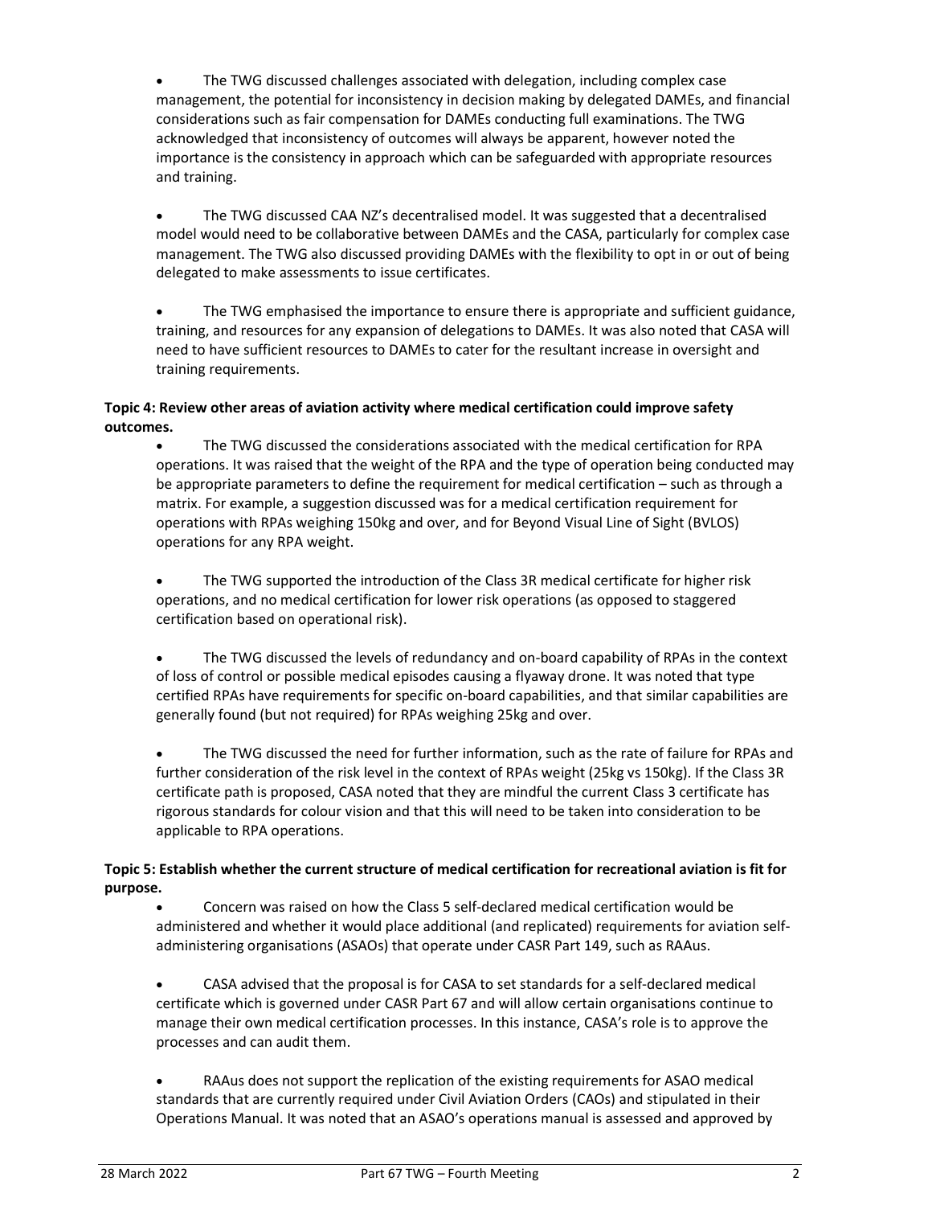- The TWG discussed challenges associated with delegation, including complex case management, the potential for inconsistency in decision making by delegated DAMEs, and financial considerations such as fair compensation for DAMEs conducting full examinations. The TWG acknowledged that inconsistency of outcomes will always be apparent, however noted the importance is the consistency in approach which can be safeguarded with appropriate resources and training.

- The TWG discussed CAA NZ's decentralised model. It was suggested that a decentralised model would need to be collaborative between DAMEs and the CASA, particularly for complex case management. The TWG also discussed providing DAMEs with the flexibility to opt in or out of being delegated to make assessments to issue certificates.

- The TWG emphasised the importance to ensure there is appropriate and sufficient guidance, training, and resources for any expansion of delegations to DAMEs. It was also noted that CASA will need to have sufficient resources to DAMEs to cater for the resultant increase in oversight and training requirements.

**Topic 4: Review other areas of aviation activity where medical certification could improve safety outcomes.**

- The TWG discussed the considerations associated with the medical certification for RPA operations. It was raised that the weight of the RPA and the type of operation being conducted may be appropriate parameters to define the requirement for medical certification – such as through a matrix. For example, a suggestion discussed was for a medical certification requirement for operations with RPAs weighing 150kg and over, and for Beyond Visual Line of Sight (BVLOS) operations for any RPA weight.

- The TWG supported the introduction of the Class 3R medical certificate for higher risk operations, and no medical certification for lower risk operations (as opposed to staggered certification based on operational risk).

- The TWG discussed the levels of redundancy and on-board capability of RPAs in the context of loss of control or possible medical episodes causing a flyaway drone. It was noted that type certified RPAs have requirements for specific on-board capabilities, and that similar capabilities are generally found (but not required) for RPAs weighing 25kg and over.

- The TWG discussed the need for further information, such as the rate of failure for RPAs and further consideration of the risk level in the context of RPAs weight (25kg vs 150kg). If the Class 3R certificate path is proposed, CASA noted that they are mindful the current Class 3 certificate has rigorous standards for colour vision and that this will need to be taken into consideration to be applicable to RPA operations.

**Topic 5: Establish whether the current structure of medical certification for recreational aviation is fit for purpose.**

- Concern was raised on how the Class 5 self-declared medical certification would be administered and whether it would place additional (and replicated) requirements for aviation self-administering organisations (ASAOs) that operate under CASR Part 149, such as RAAus.

- CASA advised that the proposal is for CASA to set standards for a self-declared medical certificate which is governed under CASR Part 67 and will allow certain organisations continue to manage their own medical certification processes. In this instance, CASA's role is to approve the processes and can audit them.

- RAAus does not support the replication of the existing requirements for ASAO medical standards that are currently required under Civil Aviation Orders (CAOs) and stipulated in their Operations Manual. It was noted that an ASAO's operations manual is assessed and approved by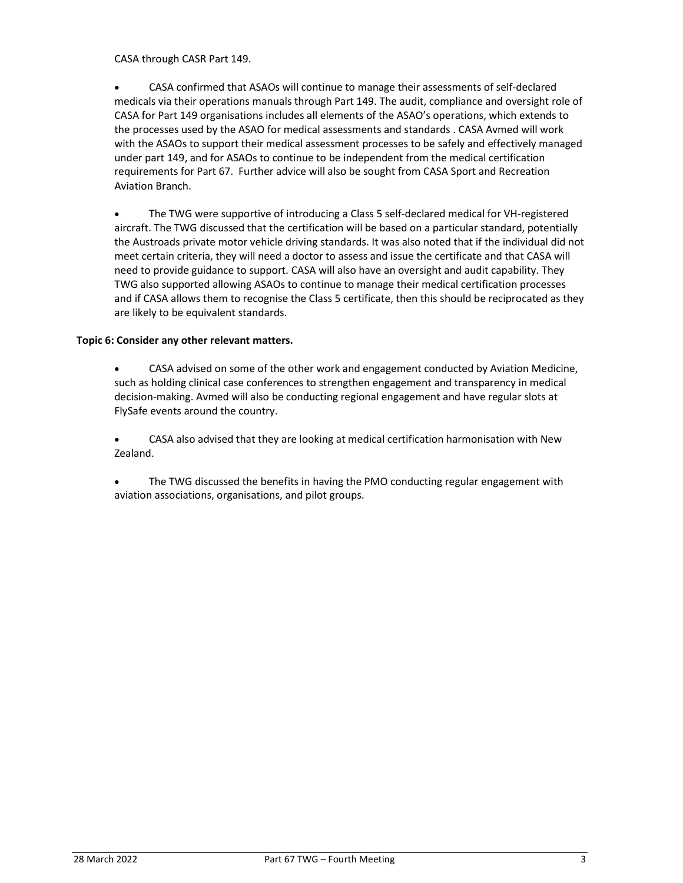CASA through CASR Part 149.

- CASA confirmed that ASAOs will continue to manage their assessments of self-declared medicals via their operations manuals through Part 149. The audit, compliance and oversight role of CASA for Part 149 organisations includes all elements of the ASAO's operations, which extends to the processes used by the ASAO for medical assessments and standards . CASA Avmed will work with the ASAOs to support their medical assessment processes to be safely and effectively managed under part 149, and for ASAOs to continue to be independent from the medical certification requirements for Part 67. Further advice will also be sought from CASA Sport and Recreation Aviation Branch.

- The TWG were supportive of introducing a Class 5 self-declared medical for VH-registered aircraft. The TWG discussed that the certification will be based on a particular standard, potentially the Austroads private motor vehicle driving standards. It was also noted that if the individual did not meet certain criteria, they will need a doctor to assess and issue the certificate and that CASA will need to provide guidance to support. CASA will also have an oversight and audit capability. They TWG also supported allowing ASAOs to continue to manage their medical certification processes and if CASA allows them to recognise the Class 5 certificate, then this should be reciprocated as they are likely to be equivalent standards.

**Topic 6: Consider any other relevant matters.**

- CASA advised on some of the other work and engagement conducted by Aviation Medicine, such as holding clinical case conferences to strengthen engagement and transparency in medical decision-making. Avmed will also be conducting regional engagement and have regular slots at FlySafe events around the country.

- CASA also advised that they are looking at medical certification harmonisation with New Zealand.

- The TWG discussed the benefits in having the PMO conducting regular engagement with aviation associations, organisations, and pilot groups.